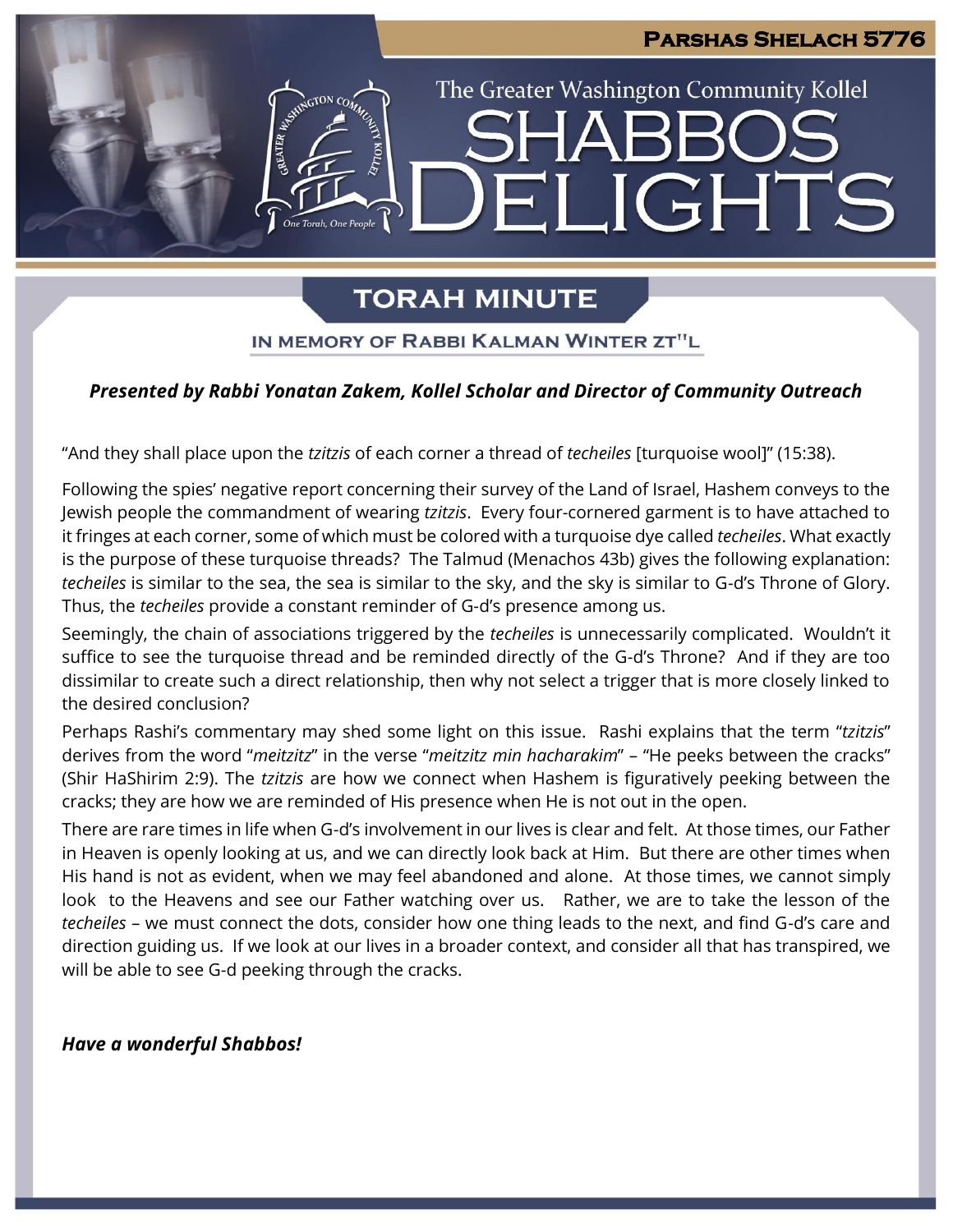# Parshas Shelach 5776

The Greater Washington Community Kollel

# Shabbos Delights

## Torah Minute

### In Memory of Rabbi Kalman Winter zt"l

***Presented by Rabbi Yonatan Zakem, Kollel Scholar and Director of Community Outreach***

"And they shall place upon the *tzitzis* of each corner a thread of *techeiles* [turquoise wool]" (15:38).

Following the spies' negative report concerning their survey of the Land of Israel, Hashem conveys to the Jewish people the commandment of wearing *tzitzis*. Every four-cornered garment is to have attached to it fringes at each corner, some of which must be colored with a turquoise dye called *techeiles*. What exactly is the purpose of these turquoise threads? The Talmud (Menachos 43b) gives the following explanation: *techeiles* is similar to the sea, the sea is similar to the sky, and the sky is similar to G-d's Throne of Glory. Thus, the *techeiles* provide a constant reminder of G-d's presence among us.

Seemingly, the chain of associations triggered by the *techeiles* is unnecessarily complicated. Wouldn't it suffice to see the turquoise thread and be reminded directly of the G-d's Throne? And if they are too dissimilar to create such a direct relationship, then why not select a trigger that is more closely linked to the desired conclusion?

Perhaps Rashi's commentary may shed some light on this issue. Rashi explains that the term "*tzitzis*" derives from the word "*meitzitz*" in the verse "*meitzitz min hacharakim*" – "He peeks between the cracks" (Shir HaShirim 2:9). The *tzitzis* are how we connect when Hashem is figuratively peeking between the cracks; they are how we are reminded of His presence when He is not out in the open.

There are rare times in life when G-d's involvement in our lives is clear and felt. At those times, our Father in Heaven is openly looking at us, and we can directly look back at Him. But there are other times when His hand is not as evident, when we may feel abandoned and alone. At those times, we cannot simply look to the Heavens and see our Father watching over us. Rather, we are to take the lesson of the *techeiles* – we must connect the dots, consider how one thing leads to the next, and find G-d's care and direction guiding us. If we look at our lives in a broader context, and consider all that has transpired, we will be able to see G-d peeking through the cracks.

***Have a wonderful Shabbos!***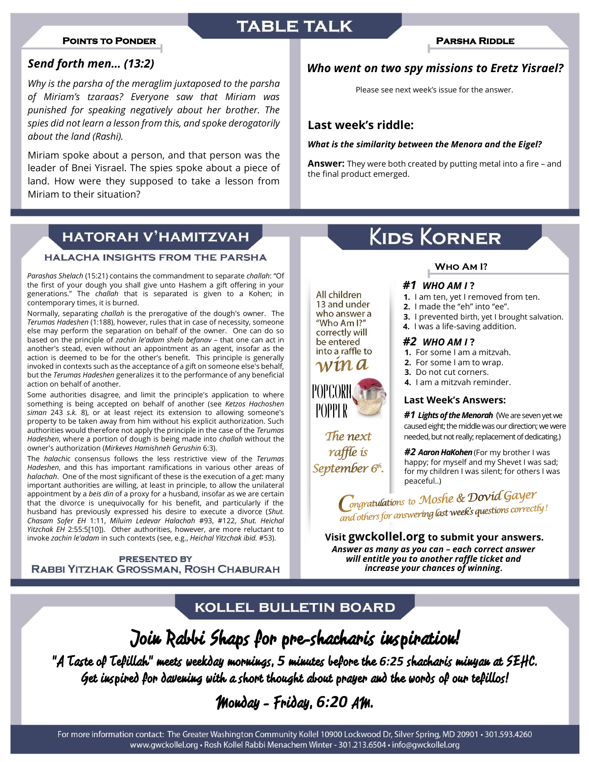# TABLE TALK

## Points to Ponder

### *Send forth men... (13:2)*

*Why is the parsha of the meraglim juxtaposed to the parsha of Miriam's tzaraas? Everyone saw that Miriam was punished for speaking negatively about her brother. The spies did not learn a lesson from this, and spoke derogatorily about the land (Rashi).*

Miriam spoke about a person, and that person was the leader of Bnei Yisrael. The spies spoke about a piece of land. How were they supposed to take a lesson from Miriam to their situation?

## Parsha Riddle

### *Who went on two spy missions to Eretz Yisrael?*

Please see next week's issue for the answer.

### Last week's riddle:

***What is the similarity between the Menora and the Eigel?***

**Answer:** They were both created by putting metal into a fire – and the final product emerged.

# HATORAH V'HAMITZVAH

## HALACHA INSIGHTS FROM THE PARSHA

*Parashas Shelach* (15:21) contains the commandment to separate *challah*: "Of the first of your dough you shall give unto Hashem a gift offering in your generations." The *challah* that is separated is given to a Kohen; in contemporary times, it is burned.

Normally, separating *challah* is the prerogative of the dough's owner. The *Terumas Hadeshen* (1:188), however, rules that in case of necessity, someone else may perform the separation on behalf of the owner. One can do so based on the principle of *zachin le'adam shelo befanav* – that one can act in another's stead, even without an appointment as an agent, insofar as the action is deemed to be for the other's benefit. This principle is generally invoked in contexts such as the acceptance of a gift on someone else's behalf, but the *Terumas Hadeshen* generalizes it to the performance of any beneficial action on behalf of another.

Some authorities disagree, and limit the principle's application to where something is being accepted on behalf of another (see *Ketzos Hachoshen siman* 243 *s.k.* 8), or at least reject its extension to allowing someone's property to be taken away from him without his explicit authorization. Such authorities would therefore not apply the principle in the case of the *Terumas Hadeshen*, where a portion of dough is being made into *challah* without the owner's authorization (*Mirkeves Hamishneh Gerushin* 6:3).

The *halachic* consensus follows the less restrictive view of the *Terumas Hadeshen*, and this has important ramifications in various other areas of *halachah*. One of the most significant of these is the execution of a *get*: many important authorities are willing, at least in principle, to allow the unilateral appointment by a *beis din* of a proxy for a husband, insofar as we are certain that the divorce is unequivocally for his benefit, and particularly if the husband has previously expressed his desire to execute a divorce (*Shut. Chasam Sofer EH* 1:11, *Miluim Ledevar Halachah* #93, #122, *Shut. Heichal Yitzchak EH* 2:55:5[10]). Other authorities, however, are more reluctant to invoke *zachin le'adam* in such contexts (see, e.g., *Heichal Yitzchak ibid.* #53).

PRESENTED BY
RABBI YITZHAK GROSSMAN, ROSH CHABURAH

# KIDS KORNER

All children 13 and under who answer a "Who Am I?" correctly will be entered into a raffle to *win a* POPCORN POPPER

*The next raffle is September 6th.*

## Who Am I?

### #1 WHO AM I ?

1. I am ten, yet I removed from ten.
2. I made the "eh" into "ee".
3. I prevented birth, yet I brought salvation.
4. I was a life-saving addition.

### #2 WHO AM I ?

1. For some I am a mitzvah.
2. For some I am to wrap.
3. Do not cut corners.
4. I am a mitzvah reminder.

### Last Week's Answers:

***#1 Lights of the Menorah*** (We are seven yet we caused eight; the middle was our direction; we were needed, but not really; replacement of dedicating.)

***#2 Aaron HaKohen*** (For my brother I was happy; for myself and my Shevet I was sad; for my children I was silent; for others I was peaceful..)

*Congratulations to Moshe & Dovid Gayer and others for answering last week's questions correctly!*

**Visit gwckollel.org to submit your answers.**

***Answer as many as you can – each correct answer will entitle you to another raffle ticket and increase your chances of winning.***

# KOLLEL BULLETIN BOARD

## Join Rabbi Shaps for pre-shacharis inspiration!

"A Taste of Tefillah" meets weekday mornings, 5 minutes before the 6:25 shacharis minyan at SEHC. Get inspired for davening with a short thought about prayer and the words of our tefillos!

**Monday - Friday, 6:20 AM.**

For more information contact: The Greater Washington Community Kollel 10900 Lockwood Dr, Silver Spring, MD 20901 • 301.593.4260
www.gwckollel.org • Rosh Kollel Rabbi Menachem Winter - 301.213.6504 • info@gwckollel.org